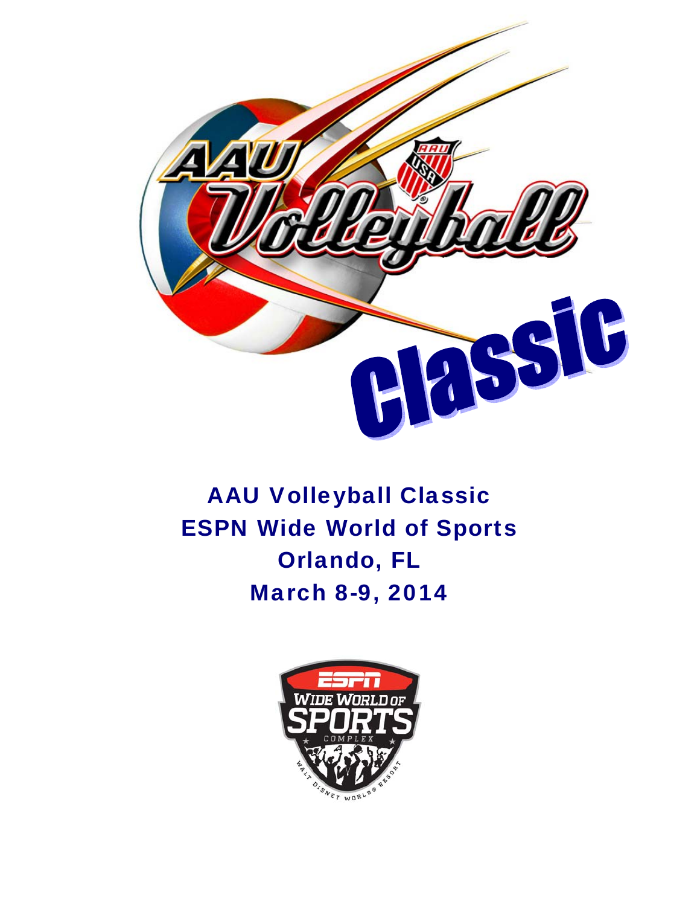# AAU Volleyball Classic

## ESPN Wide World of Sports

## Orlando, FL

## March 8-9, 2014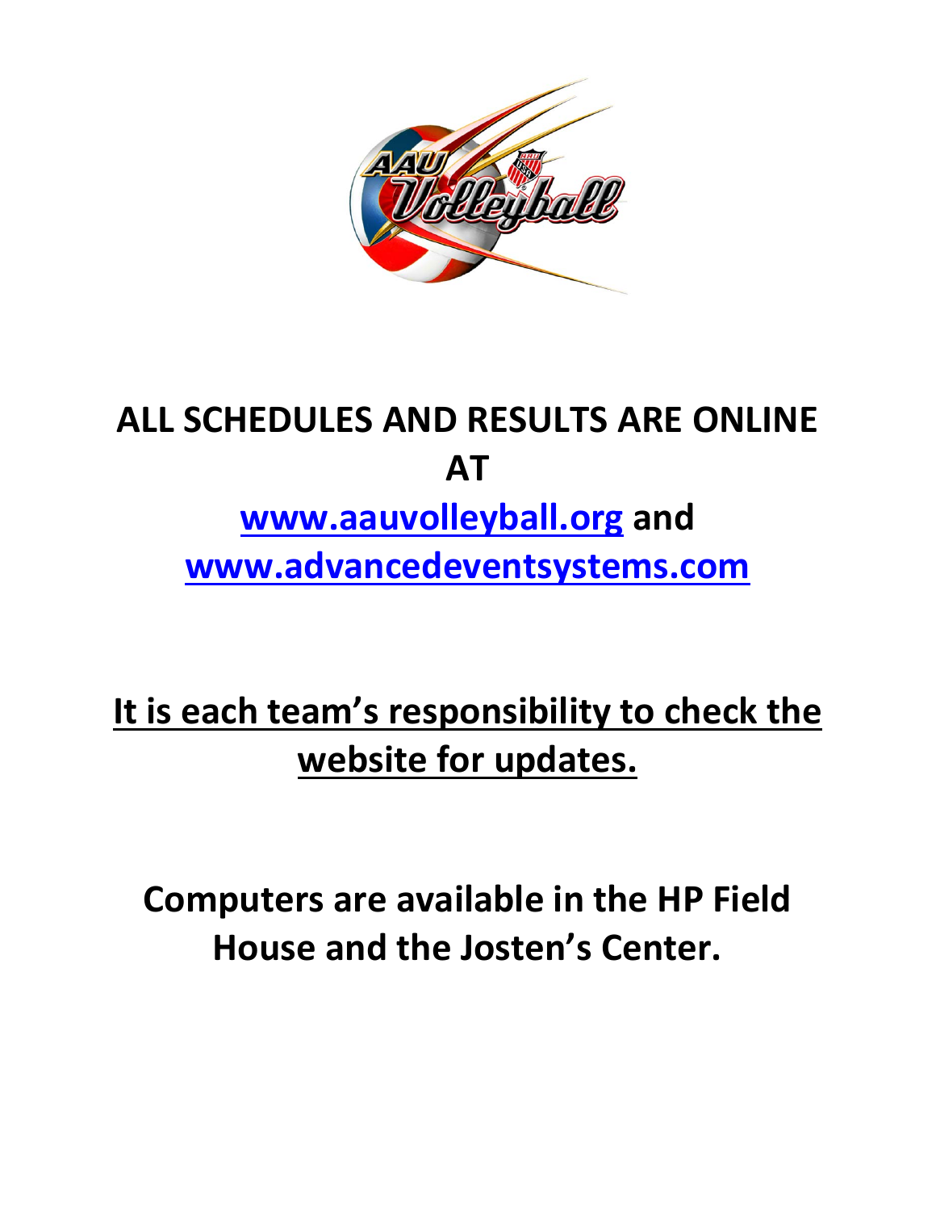# ALL SCHEDULES AND RESULTS ARE ONLINE AT

## www.aauvolleyball.org and www.advancedeventsystems.com

## It is each team's responsibility to check the website for updates.

## Computers are available in the HP Field House and the Josten's Center.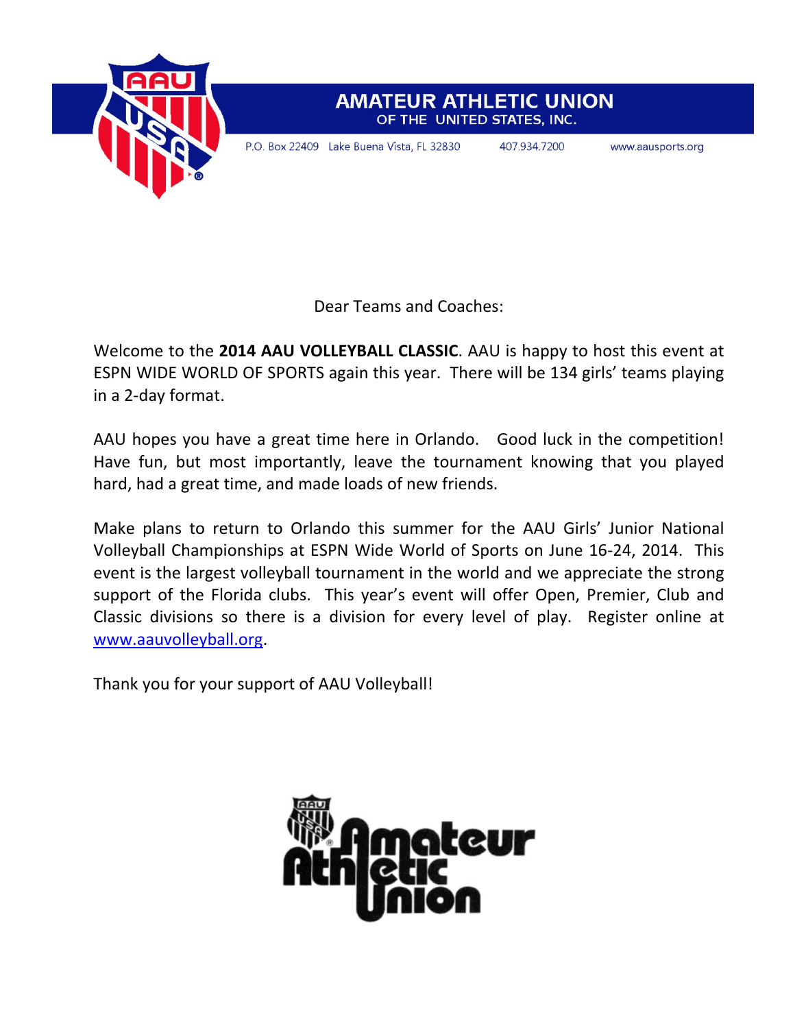**AMATEUR ATHLETIC UNION**
OF THE UNITED STATES, INC.

P.O. Box 22409 Lake Buena Vista, FL 32830 407.934.7200 www.aausports.org

Dear Teams and Coaches:

Welcome to the **2014 AAU VOLLEYBALL CLASSIC**. AAU is happy to host this event at ESPN WIDE WORLD OF SPORTS again this year. There will be 134 girls' teams playing in a 2-day format.

AAU hopes you have a great time here in Orlando. Good luck in the competition! Have fun, but most importantly, leave the tournament knowing that you played hard, had a great time, and made loads of new friends.

Make plans to return to Orlando this summer for the AAU Girls' Junior National Volleyball Championships at ESPN Wide World of Sports on June 16-24, 2014. This event is the largest volleyball tournament in the world and we appreciate the strong support of the Florida clubs. This year's event will offer Open, Premier, Club and Classic divisions so there is a division for every level of play. Register online at www.aauvolleyball.org.

Thank you for your support of AAU Volleyball!

Amateur Athletic Union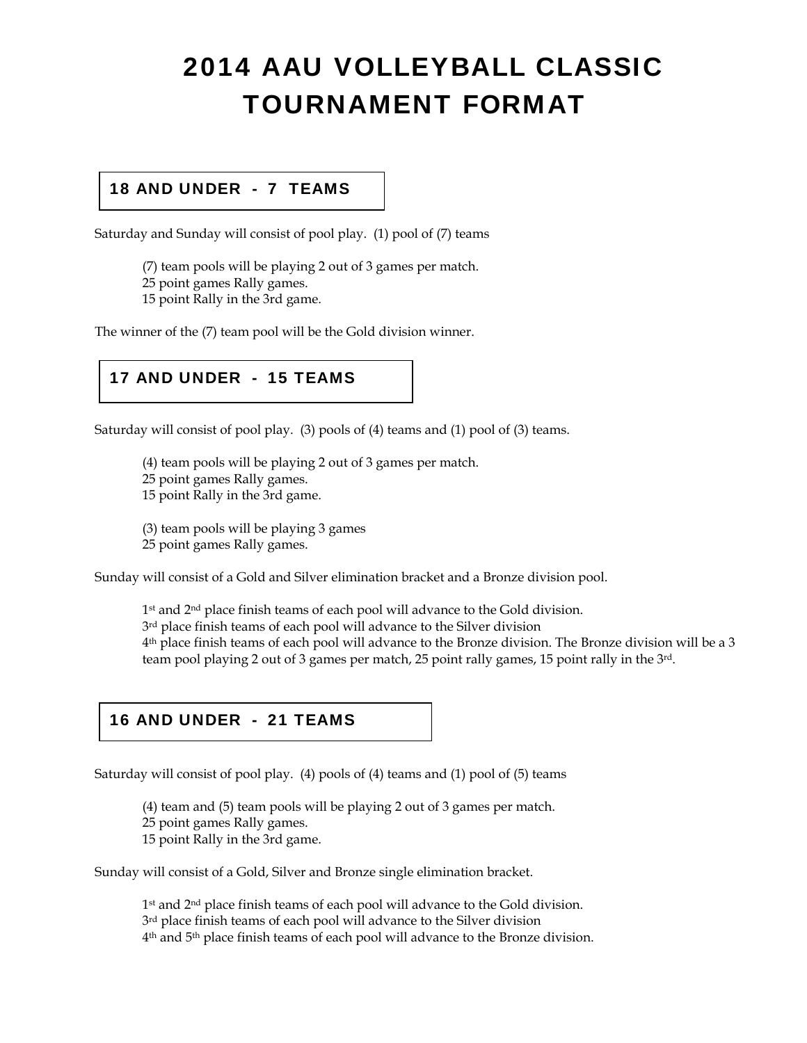# 2014 AAU VOLLEYBALL CLASSIC TOURNAMENT FORMAT

## 18 AND UNDER - 7 TEAMS

Saturday and Sunday will consist of pool play. (1) pool of (7) teams

(7) team pools will be playing 2 out of 3 games per match.
25 point games Rally games.
15 point Rally in the 3rd game.

The winner of the (7) team pool will be the Gold division winner.

## 17 AND UNDER - 15 TEAMS

Saturday will consist of pool play. (3) pools of (4) teams and (1) pool of (3) teams.

(4) team pools will be playing 2 out of 3 games per match.
25 point games Rally games.
15 point Rally in the 3rd game.

(3) team pools will be playing 3 games
25 point games Rally games.

Sunday will consist of a Gold and Silver elimination bracket and a Bronze division pool.

1st and 2nd place finish teams of each pool will advance to the Gold division.
3rd place finish teams of each pool will advance to the Silver division
4th place finish teams of each pool will advance to the Bronze division. The Bronze division will be a 3 team pool playing 2 out of 3 games per match, 25 point rally games, 15 point rally in the 3rd.

## 16 AND UNDER - 21 TEAMS

Saturday will consist of pool play. (4) pools of (4) teams and (1) pool of (5) teams

(4) team and (5) team pools will be playing 2 out of 3 games per match.
25 point games Rally games.
15 point Rally in the 3rd game.

Sunday will consist of a Gold, Silver and Bronze single elimination bracket.

1st and 2nd place finish teams of each pool will advance to the Gold division.
3rd place finish teams of each pool will advance to the Silver division
4th and 5th place finish teams of each pool will advance to the Bronze division.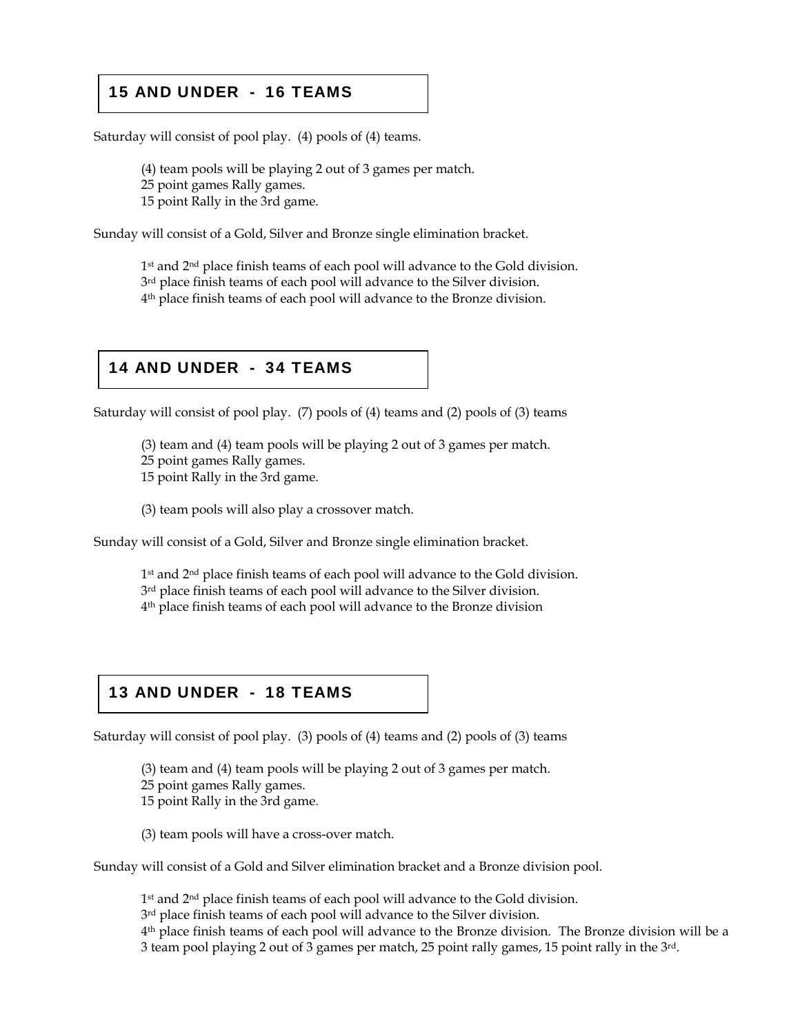## 15 AND UNDER - 16 TEAMS

Saturday will consist of pool play. (4) pools of (4) teams.

(4) team pools will be playing 2 out of 3 games per match.
25 point games Rally games.
15 point Rally in the 3rd game.

Sunday will consist of a Gold, Silver and Bronze single elimination bracket.

1st and 2nd place finish teams of each pool will advance to the Gold division.
3rd place finish teams of each pool will advance to the Silver division.
4th place finish teams of each pool will advance to the Bronze division.

## 14 AND UNDER - 34 TEAMS

Saturday will consist of pool play. (7) pools of (4) teams and (2) pools of (3) teams

(3) team and (4) team pools will be playing 2 out of 3 games per match.
25 point games Rally games.
15 point Rally in the 3rd game.

(3) team pools will also play a crossover match.

Sunday will consist of a Gold, Silver and Bronze single elimination bracket.

1st and 2nd place finish teams of each pool will advance to the Gold division.
3rd place finish teams of each pool will advance to the Silver division.
4th place finish teams of each pool will advance to the Bronze division

## 13 AND UNDER - 18 TEAMS

Saturday will consist of pool play. (3) pools of (4) teams and (2) pools of (3) teams

(3) team and (4) team pools will be playing 2 out of 3 games per match.
25 point games Rally games.
15 point Rally in the 3rd game.

(3) team pools will have a cross-over match.

Sunday will consist of a Gold and Silver elimination bracket and a Bronze division pool.

1st and 2nd place finish teams of each pool will advance to the Gold division.
3rd place finish teams of each pool will advance to the Silver division.
4th place finish teams of each pool will advance to the Bronze division. The Bronze division will be a 3 team pool playing 2 out of 3 games per match, 25 point rally games, 15 point rally in the 3rd.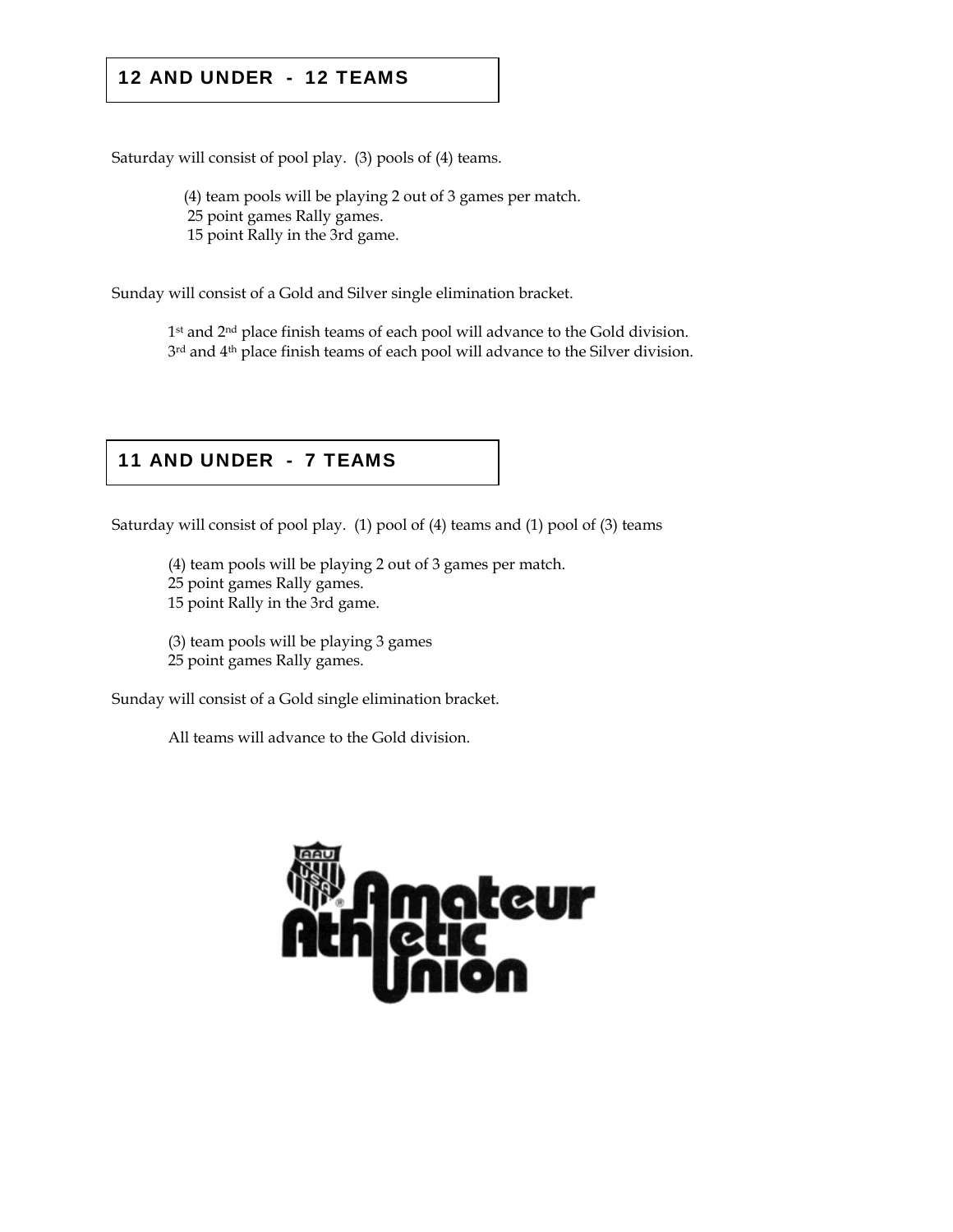## 12 AND UNDER - 12 TEAMS

Saturday will consist of pool play. (3) pools of (4) teams.

(4) team pools will be playing 2 out of 3 games per match.
25 point games Rally games.
15 point Rally in the 3rd game.

Sunday will consist of a Gold and Silver single elimination bracket.

1st and 2nd place finish teams of each pool will advance to the Gold division.
3rd and 4th place finish teams of each pool will advance to the Silver division.

## 11 AND UNDER - 7 TEAMS

Saturday will consist of pool play. (1) pool of (4) teams and (1) pool of (3) teams

(4) team pools will be playing 2 out of 3 games per match.
25 point games Rally games.
15 point Rally in the 3rd game.

(3) team pools will be playing 3 games
25 point games Rally games.

Sunday will consist of a Gold single elimination bracket.

All teams will advance to the Gold division.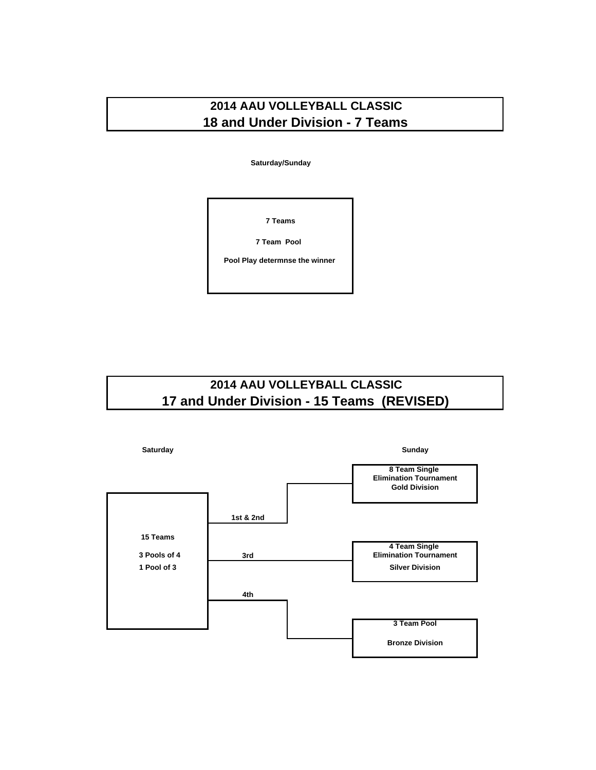## 2014 AAU VOLLEYBALL CLASSIC
## 18 and Under Division - 7 Teams

**Saturday/Sunday**

**7 Teams**

**7 Team Pool**

**Pool Play determnse the winner**

## 2014 AAU VOLLEYBALL CLASSIC
## 17 and Under Division - 15 Teams (REVISED)

**Saturday**

**15 Teams**

**3 Pools of 4**
**1 Pool of 3**

**Sunday**

- **1st & 2nd** → **8 Team Single Elimination Tournament – Gold Division**
- **3rd** → **4 Team Single Elimination Tournament – Silver Division**
- **4th** → **3 Team Pool – Bronze Division**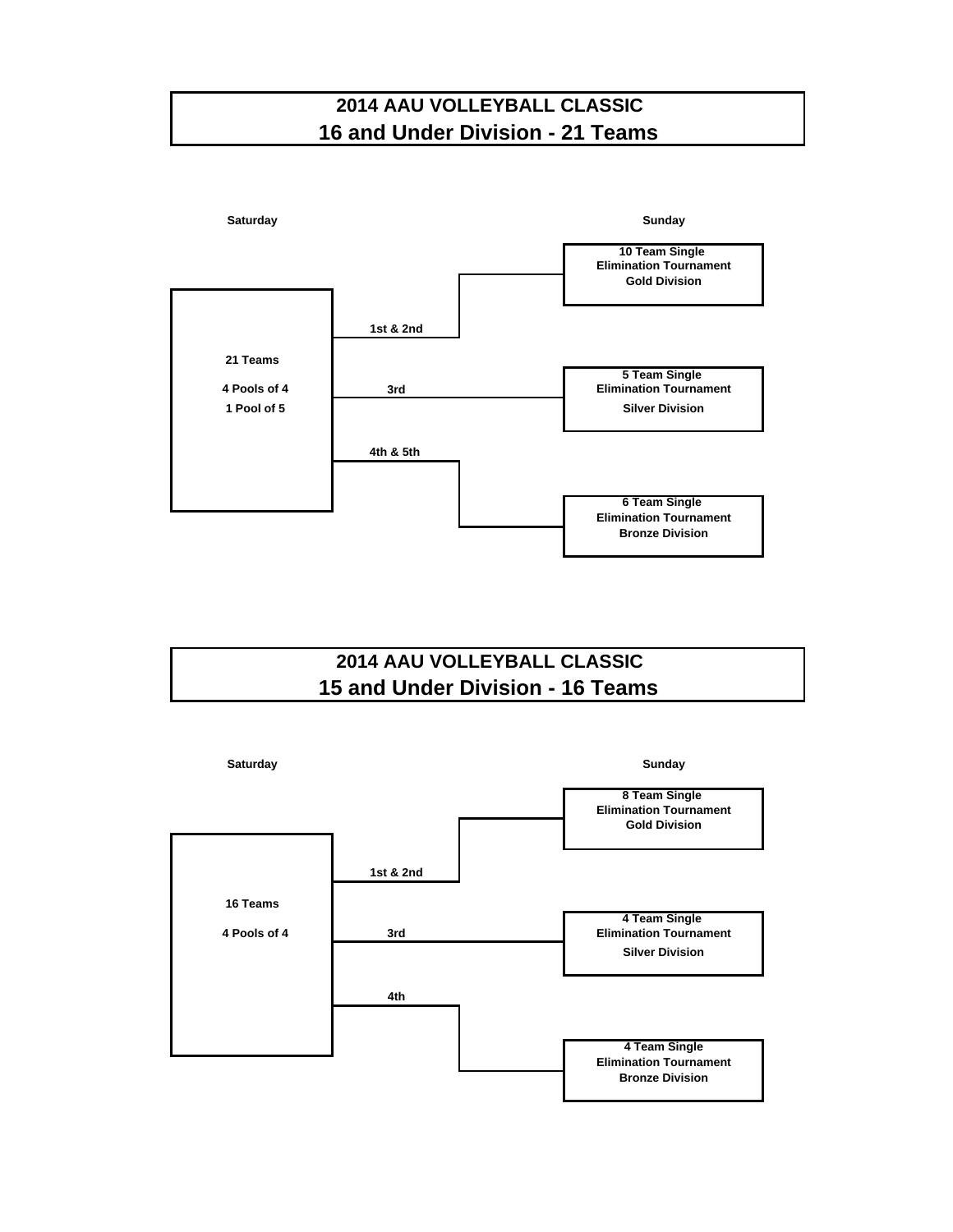# 2014 AAU VOLLEYBALL CLASSIC
## 16 and Under Division - 21 Teams

**Saturday**

**21 Teams**

**4 Pools of 4**

**1 Pool of 5**

**Sunday**

- **1st & 2nd** → **10 Team Single Elimination Tournament – Gold Division**
- **3rd** → **5 Team Single Elimination Tournament – Silver Division**
- **4th & 5th** → **6 Team Single Elimination Tournament – Bronze Division**

# 2014 AAU VOLLEYBALL CLASSIC
## 15 and Under Division - 16 Teams

**Saturday**

**16 Teams**

**4 Pools of 4**

**Sunday**

- **1st & 2nd** → **8 Team Single Elimination Tournament – Gold Division**
- **3rd** → **4 Team Single Elimination Tournament – Silver Division**
- **4th** → **4 Team Single Elimination Tournament – Bronze Division**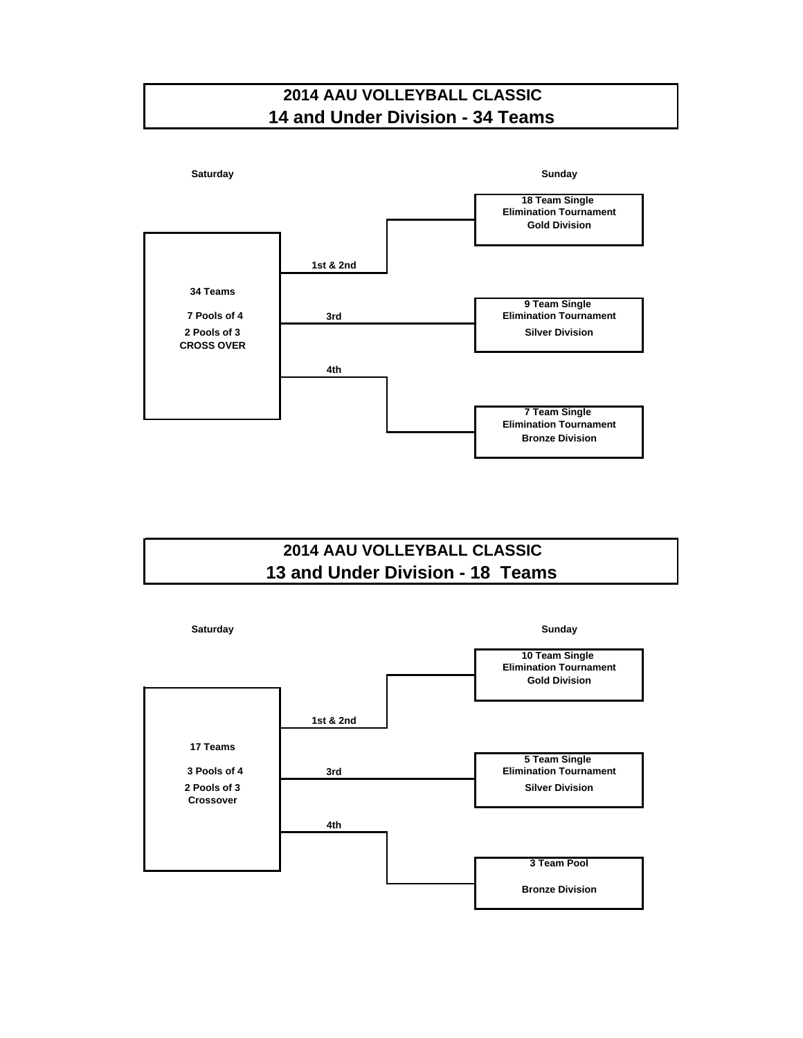# 2014 AAU VOLLEYBALL CLASSIC
## 14 and Under Division - 34 Teams

**Saturday**

**34 Teams**

**7 Pools of 4**
**2 Pools of 3**
**CROSS OVER**

**Sunday**

- **1st & 2nd** → **18 Team Single Elimination Tournament — Gold Division**
- **3rd** → **9 Team Single Elimination Tournament — Silver Division**
- **4th** → **7 Team Single Elimination Tournament — Bronze Division**

# 2014 AAU VOLLEYBALL CLASSIC
## 13 and Under Division - 18 Teams

**Saturday**

**17 Teams**

**3 Pools of 4**
**2 Pools of 3**
**Crossover**

**Sunday**

- **1st & 2nd** → **10 Team Single Elimination Tournament — Gold Division**
- **3rd** → **5 Team Single Elimination Tournament — Silver Division**
- **4th** → **3 Team Pool — Bronze Division**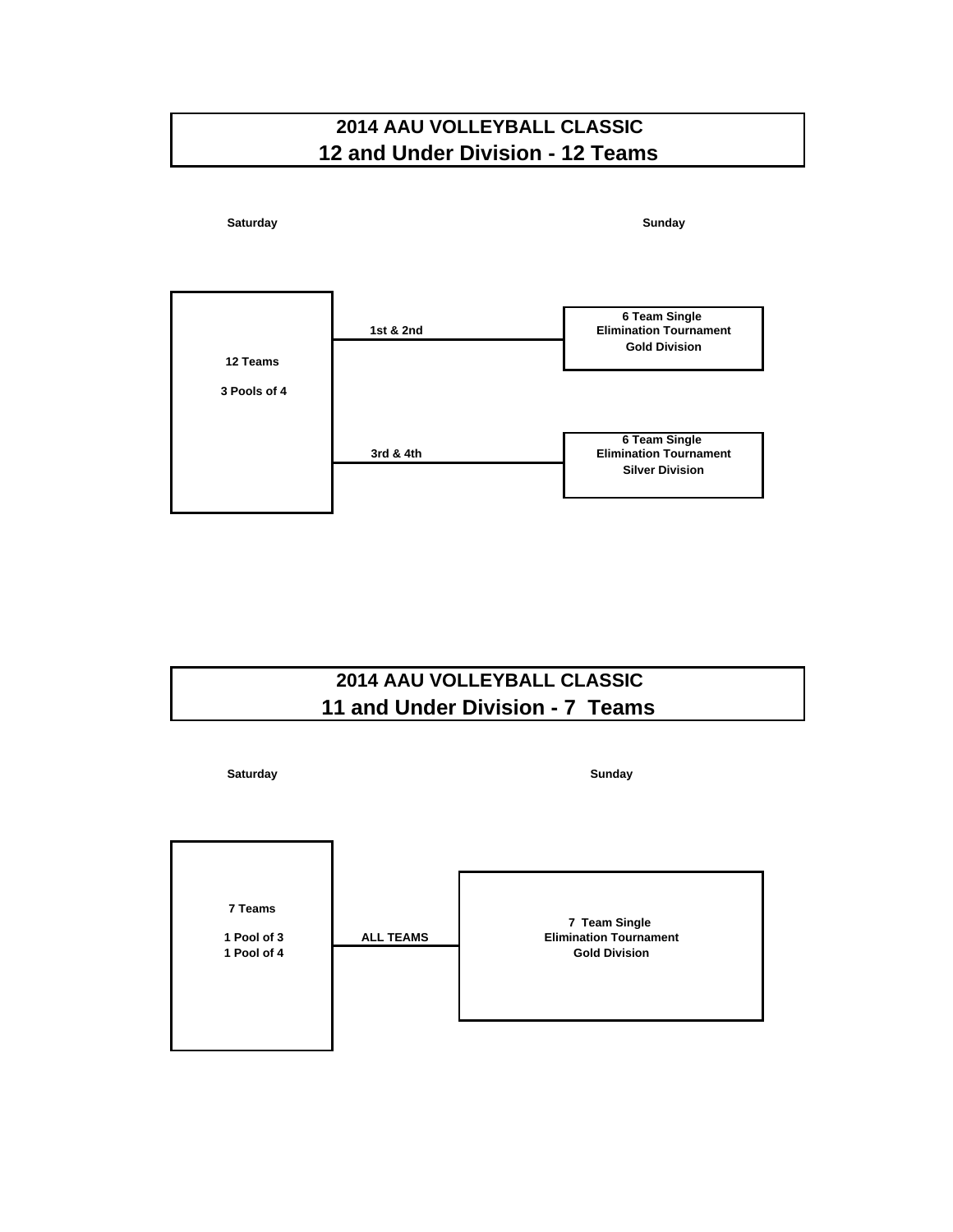# 2014 AAU VOLLEYBALL CLASSIC
## 12 and Under Division - 12 Teams

**Saturday**

**12 Teams**

**3 Pools of 4**

**1st & 2nd**

**3rd & 4th**

**Sunday**

**6 Team Single Elimination Tournament**
**Gold Division**

**6 Team Single Elimination Tournament**
**Silver Division**

# 2014 AAU VOLLEYBALL CLASSIC
## 11 and Under Division - 7 Teams

**Saturday**

**7 Teams**

**1 Pool of 3**
**1 Pool of 4**

**ALL TEAMS**

**Sunday**

**7 Team Single Elimination Tournament**
**Gold Division**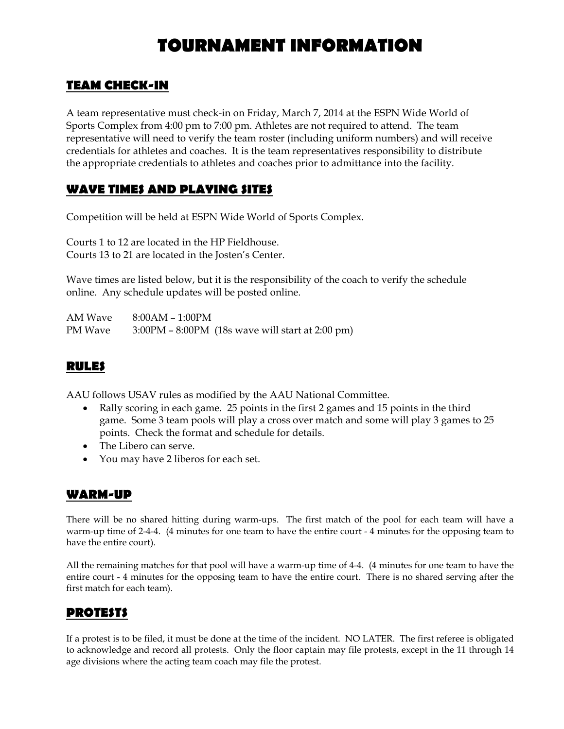# TOURNAMENT INFORMATION

## TEAM CHECK-IN

A team representative must check-in on Friday, March 7, 2014 at the ESPN Wide World of Sports Complex from 4:00 pm to 7:00 pm. Athletes are not required to attend. The team representative will need to verify the team roster (including uniform numbers) and will receive credentials for athletes and coaches. It is the team representatives responsibility to distribute the appropriate credentials to athletes and coaches prior to admittance into the facility.

## WAVE TIMES AND PLAYING SITES

Competition will be held at ESPN Wide World of Sports Complex.

Courts 1 to 12 are located in the HP Fieldhouse.
Courts 13 to 21 are located in the Josten's Center.

Wave times are listed below, but it is the responsibility of the coach to verify the schedule online. Any schedule updates will be posted online.

AM Wave 8:00AM – 1:00PM
PM Wave 3:00PM – 8:00PM (18s wave will start at 2:00 pm)

## RULES

AAU follows USAV rules as modified by the AAU National Committee.

- Rally scoring in each game. 25 points in the first 2 games and 15 points in the third game. Some 3 team pools will play a cross over match and some will play 3 games to 25 points. Check the format and schedule for details.
- The Libero can serve.
- You may have 2 liberos for each set.

## WARM-UP

There will be no shared hitting during warm-ups. The first match of the pool for each team will have a warm-up time of 2-4-4. (4 minutes for one team to have the entire court - 4 minutes for the opposing team to have the entire court).

All the remaining matches for that pool will have a warm-up time of 4-4. (4 minutes for one team to have the entire court - 4 minutes for the opposing team to have the entire court. There is no shared serving after the first match for each team).

## PROTESTS

If a protest is to be filed, it must be done at the time of the incident. NO LATER. The first referee is obligated to acknowledge and record all protests. Only the floor captain may file protests, except in the 11 through 14 age divisions where the acting team coach may file the protest.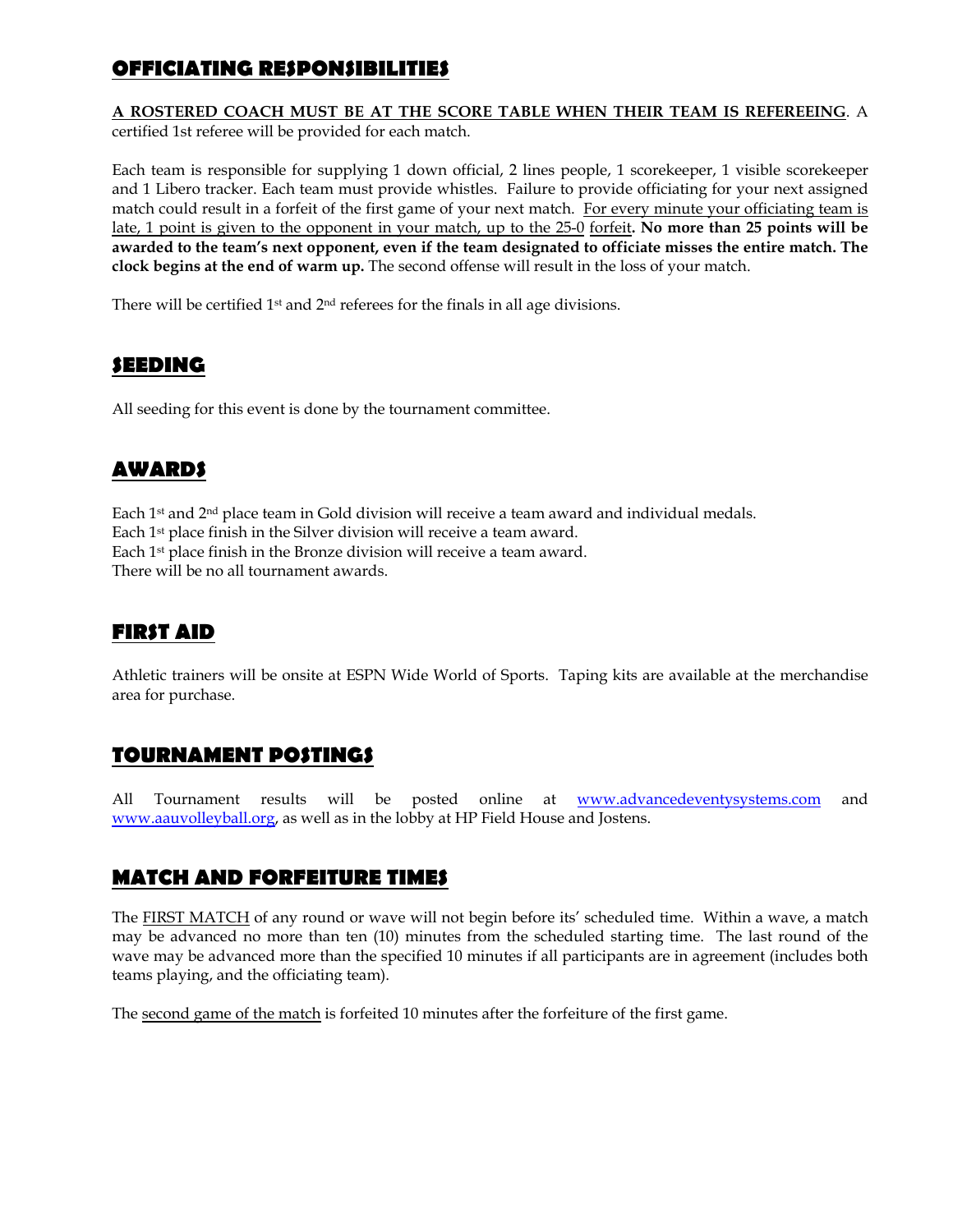## OFFICIATING RESPONSIBILITIES

**A ROSTERED COACH MUST BE AT THE SCORE TABLE WHEN THEIR TEAM IS REFEREEING**. A certified 1st referee will be provided for each match.

Each team is responsible for supplying 1 down official, 2 lines people, 1 scorekeeper, 1 visible scorekeeper and 1 Libero tracker. Each team must provide whistles. Failure to provide officiating for your next assigned match could result in a forfeit of the first game of your next match. For every minute your officiating team is late, 1 point is given to the opponent in your match, up to the 25-0 forfeit**. No more than 25 points will be awarded to the team's next opponent, even if the team designated to officiate misses the entire match. The clock begins at the end of warm up.** The second offense will result in the loss of your match.

There will be certified 1st and 2nd referees for the finals in all age divisions.

## SEEDING

All seeding for this event is done by the tournament committee.

## AWARDS

Each 1st and 2nd place team in Gold division will receive a team award and individual medals.
Each 1st place finish in the Silver division will receive a team award.
Each 1st place finish in the Bronze division will receive a team award.
There will be no all tournament awards.

## FIRST AID

Athletic trainers will be onsite at ESPN Wide World of Sports. Taping kits are available at the merchandise area for purchase.

## TOURNAMENT POSTINGS

All Tournament results will be posted online at www.advancedeventysystems.com and www.aauvolleyball.org, as well as in the lobby at HP Field House and Jostens.

## MATCH AND FORFEITURE TIMES

The FIRST MATCH of any round or wave will not begin before its' scheduled time. Within a wave, a match may be advanced no more than ten (10) minutes from the scheduled starting time. The last round of the wave may be advanced more than the specified 10 minutes if all participants are in agreement (includes both teams playing, and the officiating team).

The second game of the match is forfeited 10 minutes after the forfeiture of the first game.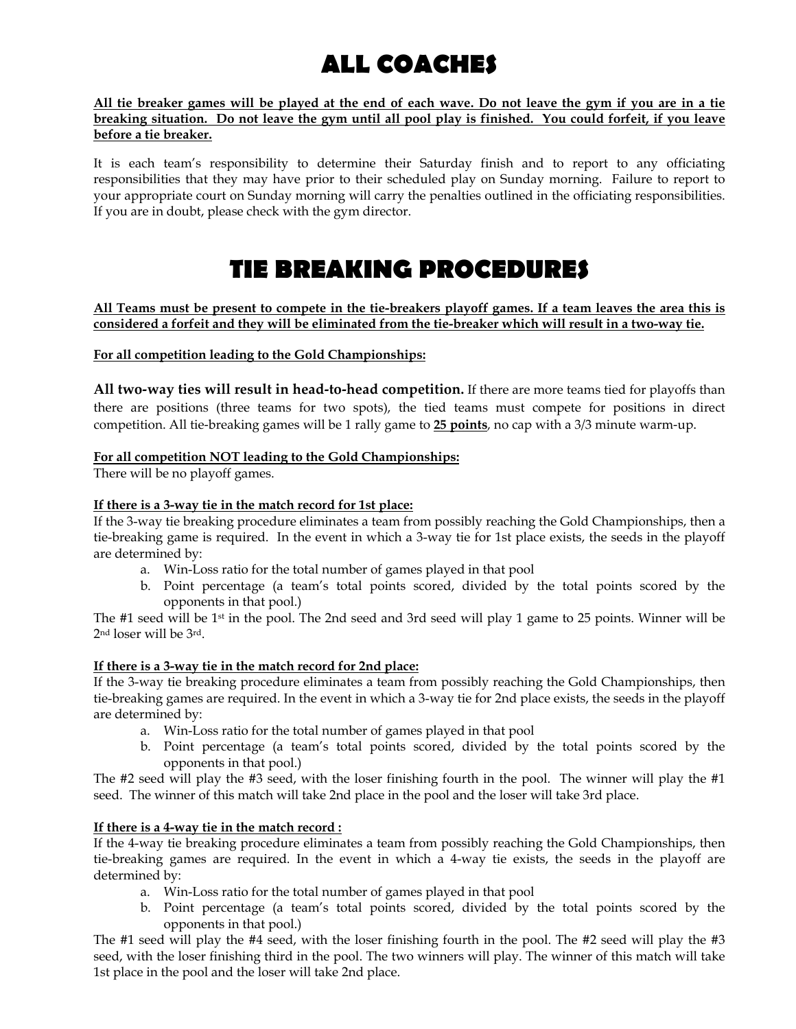# ALL COACHES

**All tie breaker games will be played at the end of each wave. Do not leave the gym if you are in a tie breaking situation. Do not leave the gym until all pool play is finished. You could forfeit, if you leave before a tie breaker.**

It is each team's responsibility to determine their Saturday finish and to report to any officiating responsibilities that they may have prior to their scheduled play on Sunday morning. Failure to report to your appropriate court on Sunday morning will carry the penalties outlined in the officiating responsibilities. If you are in doubt, please check with the gym director.

# TIE BREAKING PROCEDURES

**All Teams must be present to compete in the tie-breakers playoff games. If a team leaves the area this is considered a forfeit and they will be eliminated from the tie-breaker which will result in a two-way tie.**

**For all competition leading to the Gold Championships:**

**All two-way ties will result in head-to-head competition.** If there are more teams tied for playoffs than there are positions (three teams for two spots), the tied teams must compete for positions in direct competition. All tie-breaking games will be 1 rally game to **25 points**, no cap with a 3/3 minute warm-up.

**For all competition NOT leading to the Gold Championships:**
There will be no playoff games.

**If there is a 3-way tie in the match record for 1st place:**
If the 3-way tie breaking procedure eliminates a team from possibly reaching the Gold Championships, then a tie-breaking game is required. In the event in which a 3-way tie for 1st place exists, the seeds in the playoff are determined by:

a. Win-Loss ratio for the total number of games played in that pool
b. Point percentage (a team's total points scored, divided by the total points scored by the opponents in that pool.)

The #1 seed will be 1st in the pool. The 2nd seed and 3rd seed will play 1 game to 25 points. Winner will be 2nd loser will be 3rd.

**If there is a 3-way tie in the match record for 2nd place:**
If the 3-way tie breaking procedure eliminates a team from possibly reaching the Gold Championships, then tie-breaking games are required. In the event in which a 3-way tie for 2nd place exists, the seeds in the playoff are determined by:

a. Win-Loss ratio for the total number of games played in that pool
b. Point percentage (a team's total points scored, divided by the total points scored by the opponents in that pool.)

The #2 seed will play the #3 seed, with the loser finishing fourth in the pool. The winner will play the #1 seed. The winner of this match will take 2nd place in the pool and the loser will take 3rd place.

**If there is a 4-way tie in the match record :**
If the 4-way tie breaking procedure eliminates a team from possibly reaching the Gold Championships, then tie-breaking games are required. In the event in which a 4-way tie exists, the seeds in the playoff are determined by:

a. Win-Loss ratio for the total number of games played in that pool
b. Point percentage (a team's total points scored, divided by the total points scored by the opponents in that pool.)

The #1 seed will play the #4 seed, with the loser finishing fourth in the pool. The #2 seed will play the #3 seed, with the loser finishing third in the pool. The two winners will play. The winner of this match will take 1st place in the pool and the loser will take 2nd place.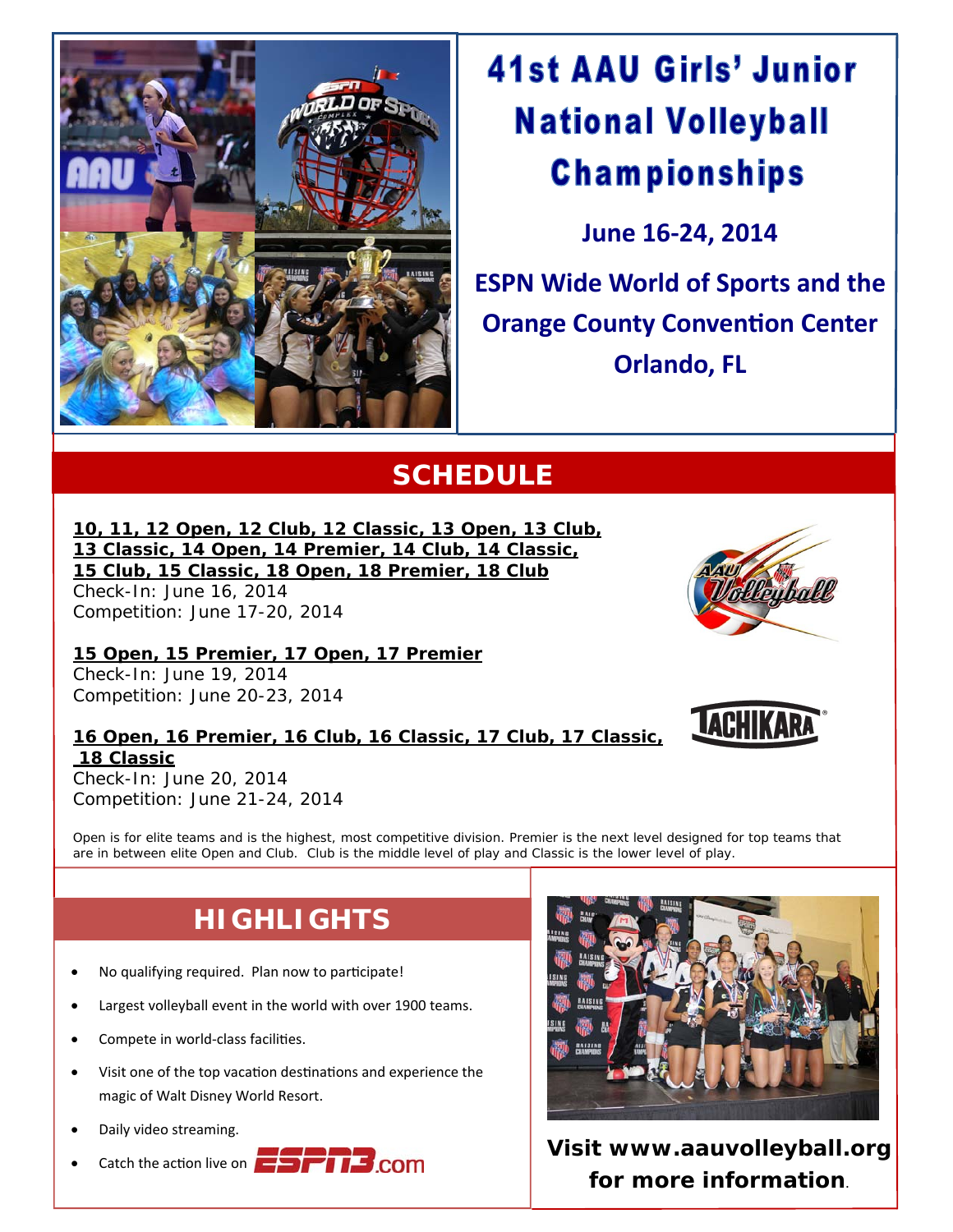# 41st AAU Girls' Junior National Volleyball Championships

**June 16-24, 2014**

**ESPN Wide World of Sports and the Orange County Convention Center**

**Orlando, FL**

## SCHEDULE

**10, 11, 12 Open, 12 Club, 12 Classic, 13 Open, 13 Club, 13 Classic, 14 Open, 14 Premier, 14 Club, 14 Classic, 15 Club, 15 Classic, 18 Open, 18 Premier, 18 Club**
Check-In: June 16, 2014
Competition: June 17-20, 2014

**15 Open, 15 Premier, 17 Open, 17 Premier**
Check-In: June 19, 2014
Competition: June 20-23, 2014

**16 Open, 16 Premier, 16 Club, 16 Classic, 17 Club, 17 Classic, 18 Classic**
Check-In: June 20, 2014
Competition: June 21-24, 2014

Open is for elite teams and is the highest, most competitive division. Premier is the next level designed for top teams that are in between elite Open and Club. Club is the middle level of play and Classic is the lower level of play.

## HIGHLIGHTS

- No qualifying required. Plan now to participate!
- Largest volleyball event in the world with over 1900 teams.
- Compete in world-class facilities.
- Visit one of the top vacation destinations and experience the magic of Walt Disney World Resort.
- Daily video streaming.
- Catch the action live on ESPN3.com

**Visit www.aauvolleyball.org for more information.**